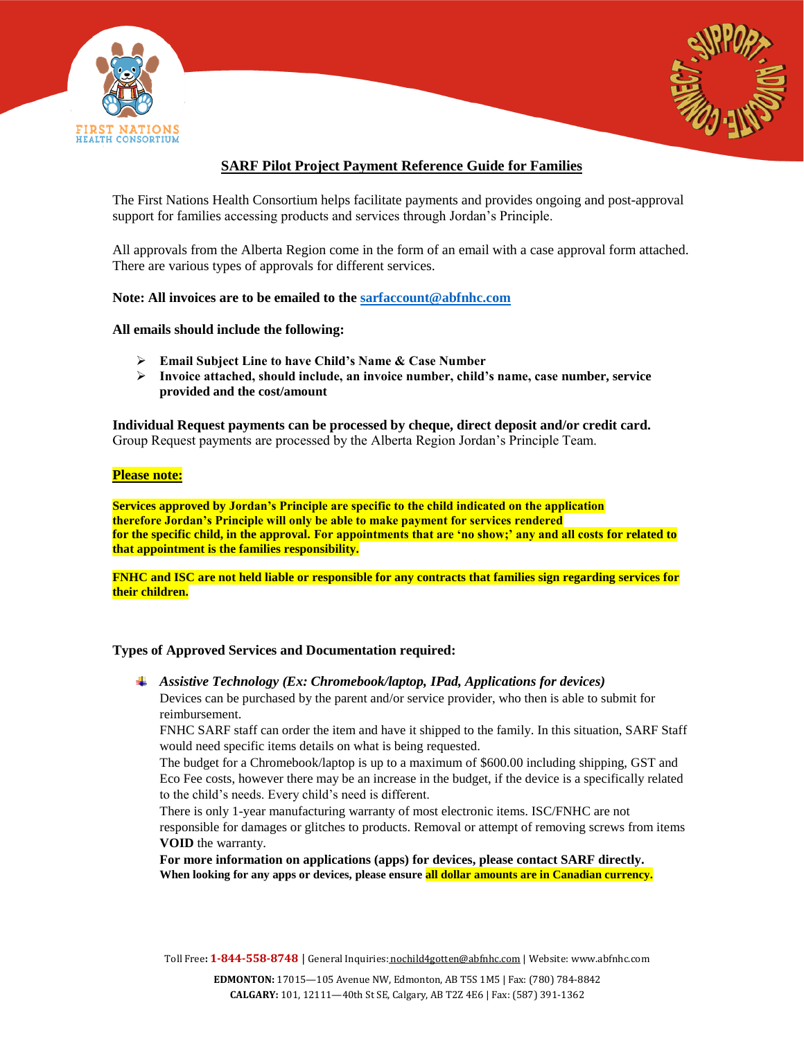## SARF Pilot Project Payment Reference Guide for Families

The First Nations Health Consortium helps facilitate payments and provides ongoing and post-approval support for families accessing products and services through Jordan's Principle.

All approvals from the Alberta Region come in the form of an email with a case approval form attached. There are various types of approvals for different services.

**Note: All invoices are to be emailed to the [sarfaccount@abfnhc.com](mailto:sarfaccount@abfnhc.com)**

**All emails should include the following:**

- **Email Subject Line to have Child's Name & Case Number**
- **Invoice attached, should include, an invoice number, child's name, case number, service provided and the cost/amount**

**Individual Request payments can be processed by cheque, direct deposit and/or credit card.** Group Request payments are processed by the Alberta Region Jordan's Principle Team.

**Please note:**

**Services approved by Jordan's Principle are specific to the child indicated on the application therefore Jordan's Principle will only be able to make payment for services rendered for the specific child, in the approval. For appointments that are 'no show;' any and all costs for related to that appointment is the families responsibility.**

**FNHC and ISC are not held liable or responsible for any contracts that families sign regarding services for their children.**

**Types of Approved Services and Documentation required:**

- ***Assistive Technology (Ex: Chromebook/laptop, IPad, Applications for devices)***
  Devices can be purchased by the parent and/or service provider, who then is able to submit for reimbursement.
  FNHC SARF staff can order the item and have it shipped to the family. In this situation, SARF Staff would need specific items details on what is being requested.
  The budget for a Chromebook/laptop is up to a maximum of $600.00 including shipping, GST and Eco Fee costs, however there may be an increase in the budget, if the device is a specifically related to the child's needs. Every child's need is different.
  There is only 1-year manufacturing warranty of most electronic items. ISC/FNHC are not responsible for damages or glitches to products. Removal or attempt of removing screws from items **VOID** the warranty.
  **For more information on applications (apps) for devices, please contact SARF directly.**
  **When looking for any apps or devices, please ensure all dollar amounts are in Canadian currency.**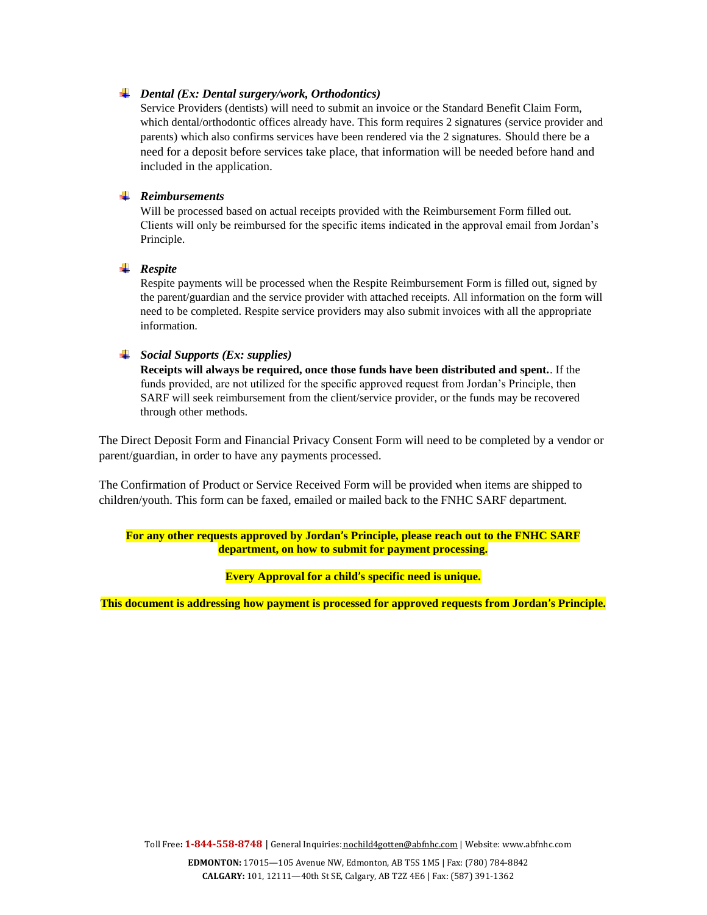- ***Dental (Ex: Dental surgery/work, Orthodontics)***
  Service Providers (dentists) will need to submit an invoice or the Standard Benefit Claim Form, which dental/orthodontic offices already have. This form requires 2 signatures (service provider and parents) which also confirms services have been rendered via the 2 signatures. Should there be a need for a deposit before services take place, that information will be needed before hand and included in the application.

- ***Reimbursements***
  Will be processed based on actual receipts provided with the Reimbursement Form filled out. Clients will only be reimbursed for the specific items indicated in the approval email from Jordan's Principle.

- ***Respite***
  Respite payments will be processed when the Respite Reimbursement Form is filled out, signed by the parent/guardian and the service provider with attached receipts. All information on the form will need to be completed. Respite service providers may also submit invoices with all the appropriate information.

- ***Social Supports (Ex: supplies)***
  **Receipts will always be required, once those funds have been distributed and spent.**. If the funds provided, are not utilized for the specific approved request from Jordan's Principle, then SARF will seek reimbursement from the client/service provider, or the funds may be recovered through other methods.

The Direct Deposit Form and Financial Privacy Consent Form will need to be completed by a vendor or parent/guardian, in order to have any payments processed.

The Confirmation of Product or Service Received Form will be provided when items are shipped to children/youth. This form can be faxed, emailed or mailed back to the FNHC SARF department.

**For any other requests approved by Jordan's Principle, please reach out to the FNHC SARF department, on how to submit for payment processing.**

**Every Approval for a child's specific need is unique.**

**This document is addressing how payment is processed for approved requests from Jordan's Principle.**

Toll Free: **1-844-558-8748** | General Inquiries: nochild4gotten@abfnhc.com | Website: www.abfnhc.com

**EDMONTON:** 17015—105 Avenue NW, Edmonton, AB T5S 1M5 | Fax: (780) 784-8842
**CALGARY:** 101, 12111—40th St SE, Calgary, AB T2Z 4E6 | Fax: (587) 391-1362